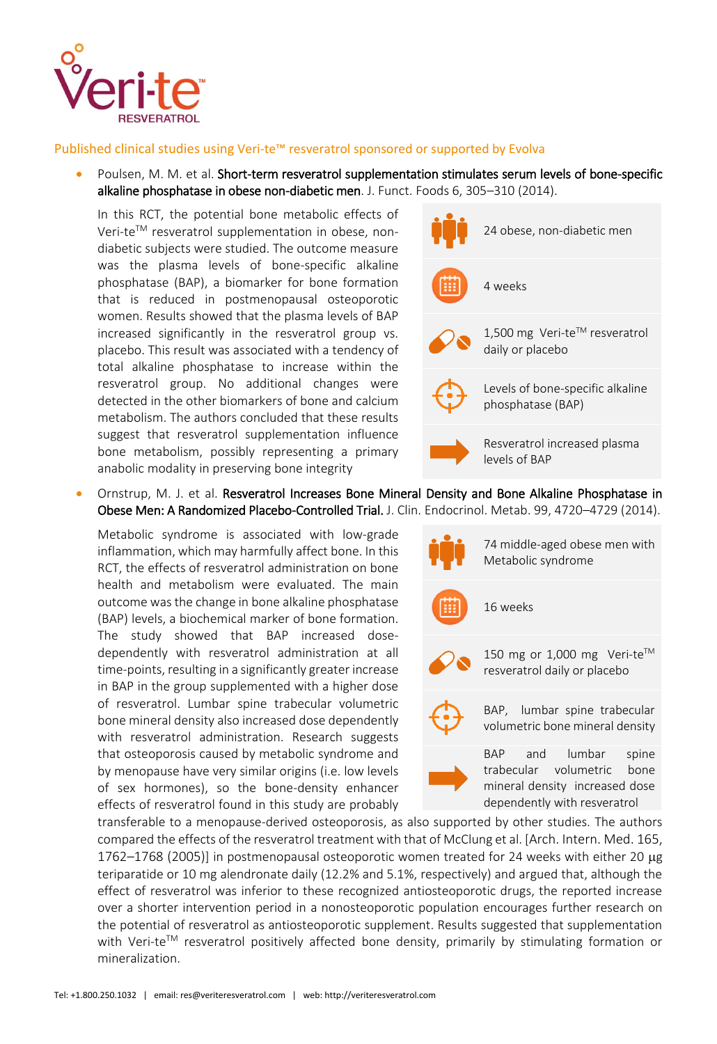# Veri-te™ RESVERATROL

Published clinical studies using Veri-te™ resveratrol sponsored or supported by Evolva

- Poulsen, M. M. et al. **Short-term resveratrol supplementation stimulates serum levels of bone-specific alkaline phosphatase in obese non-diabetic men**. J. Funct. Foods 6, 305–310 (2014).

  In this RCT, the potential bone metabolic effects of Veri-te™ resveratrol supplementation in obese, non-diabetic subjects were studied. The outcome measure was the plasma levels of bone-specific alkaline phosphatase (BAP), a biomarker for bone formation that is reduced in postmenopausal osteoporotic women. Results showed that the plasma levels of BAP increased significantly in the resveratrol group vs. placebo. This result was associated with a tendency of total alkaline phosphatase to increase within the resveratrol group. No additional changes were detected in the other biomarkers of bone and calcium metabolism. The authors concluded that these results suggest that resveratrol supplementation influence bone metabolism, possibly representing a primary anabolic modality in preserving bone integrity

  - 24 obese, non-diabetic men
  - 4 weeks
  - 1,500 mg Veri-te™ resveratrol daily or placebo
  - Levels of bone-specific alkaline phosphatase (BAP)
  - Resveratrol increased plasma levels of BAP

- Ornstrup, M. J. et al. **Resveratrol Increases Bone Mineral Density and Bone Alkaline Phosphatase in Obese Men: A Randomized Placebo-Controlled Trial.** J. Clin. Endocrinol. Metab. 99, 4720–4729 (2014).

  Metabolic syndrome is associated with low-grade inflammation, which may harmfully affect bone. In this RCT, the effects of resveratrol administration on bone health and metabolism were evaluated. The main outcome was the change in bone alkaline phosphatase (BAP) levels, a biochemical marker of bone formation. The study showed that BAP increased dose-dependently with resveratrol administration at all time-points, resulting in a significantly greater increase in BAP in the group supplemented with a higher dose of resveratrol. Lumbar spine trabecular volumetric bone mineral density also increased dose dependently with resveratrol administration. Research suggests that osteoporosis caused by metabolic syndrome and by menopause have very similar origins (i.e. low levels of sex hormones), so the bone-density enhancer effects of resveratrol found in this study are probably transferable to a menopause-derived osteoporosis, as also supported by other studies. The authors compared the effects of the resveratrol treatment with that of McClung et al. [Arch. Intern. Med. 165, 1762–1768 (2005)] in postmenopausal osteoporotic women treated for 24 weeks with either 20 µg teriparatide or 10 mg alendronate daily (12.2% and 5.1%, respectively) and argued that, although the effect of resveratrol was inferior to these recognized antiosteoporotic drugs, the reported increase over a shorter intervention period in a nonosteoporotic population encourages further research on the potential of resveratrol as antiosteoporotic supplement. Results suggested that supplementation with Veri-te™ resveratrol positively affected bone density, primarily by stimulating formation or mineralization.

  - 74 middle-aged obese men with Metabolic syndrome
  - 16 weeks
  - 150 mg or 1,000 mg Veri-te™ resveratrol daily or placebo
  - BAP, lumbar spine trabecular volumetric bone mineral density
  - BAP and lumbar spine trabecular volumetric bone mineral density increased dose dependently with resveratrol

Tel: +1.800.250.1032 | email: res@veriteresveratrol.com | web: http://veriteresveratrol.com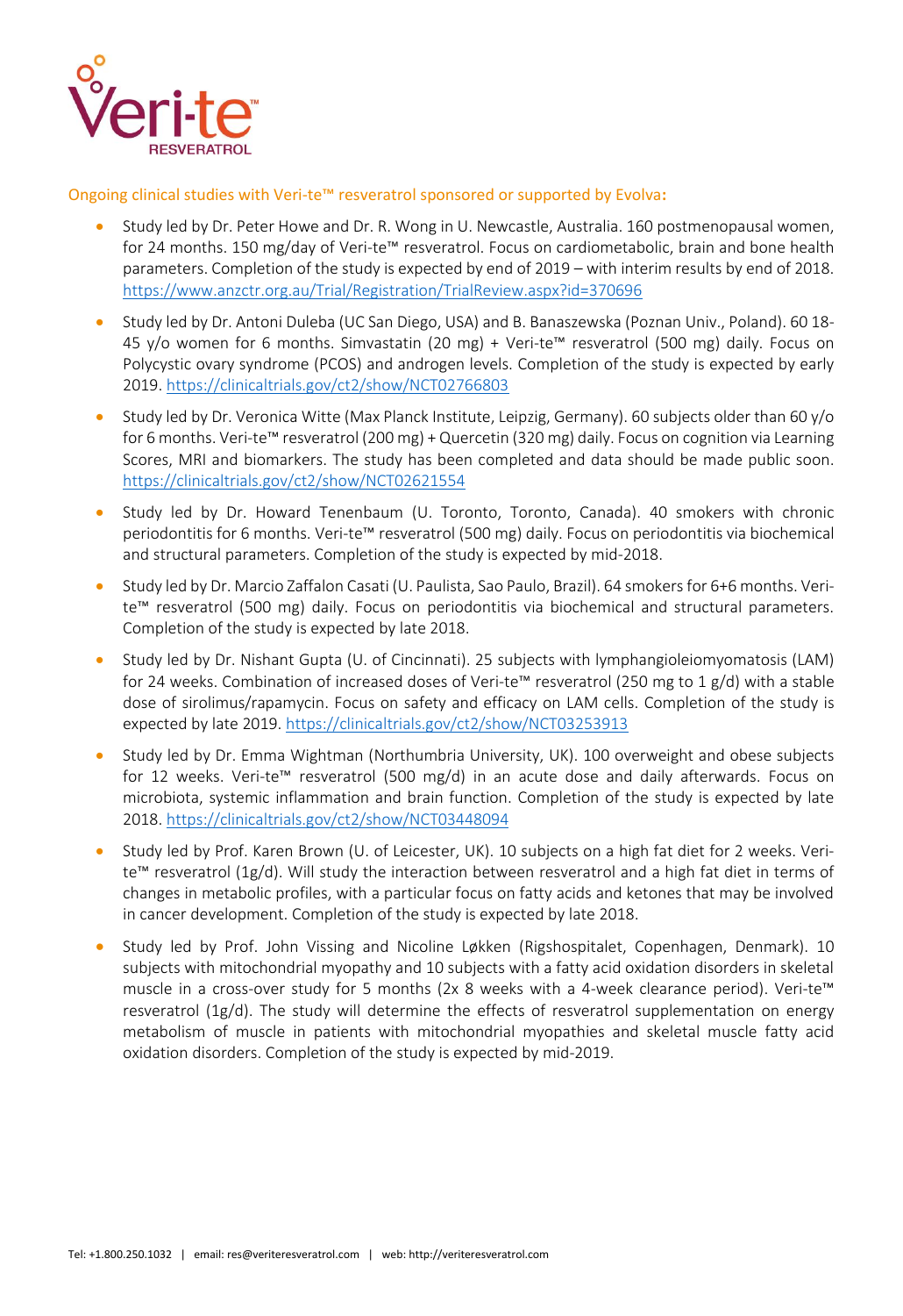Veri-te™
RESVERATROL

Ongoing clinical studies with Veri-te™ resveratrol sponsored or supported by Evolva:

- Study led by Dr. Peter Howe and Dr. R. Wong in U. Newcastle, Australia. 160 postmenopausal women, for 24 months. 150 mg/day of Veri-te™ resveratrol. Focus on cardiometabolic, brain and bone health parameters. Completion of the study is expected by end of 2019 – with interim results by end of 2018. https://www.anzctr.org.au/Trial/Registration/TrialReview.aspx?id=370696
- Study led by Dr. Antoni Duleba (UC San Diego, USA) and B. Banaszewska (Poznan Univ., Poland). 60 18-45 y/o women for 6 months. Simvastatin (20 mg) + Veri-te™ resveratrol (500 mg) daily. Focus on Polycystic ovary syndrome (PCOS) and androgen levels. Completion of the study is expected by early 2019. https://clinicaltrials.gov/ct2/show/NCT02766803
- Study led by Dr. Veronica Witte (Max Planck Institute, Leipzig, Germany). 60 subjects older than 60 y/o for 6 months. Veri-te™ resveratrol (200 mg) + Quercetin (320 mg) daily. Focus on cognition via Learning Scores, MRI and biomarkers. The study has been completed and data should be made public soon. https://clinicaltrials.gov/ct2/show/NCT02621554
- Study led by Dr. Howard Tenenbaum (U. Toronto, Toronto, Canada). 40 smokers with chronic periodontitis for 6 months. Veri-te™ resveratrol (500 mg) daily. Focus on periodontitis via biochemical and structural parameters. Completion of the study is expected by mid-2018.
- Study led by Dr. Marcio Zaffalon Casati (U. Paulista, Sao Paulo, Brazil). 64 smokers for 6+6 months. Veri-te™ resveratrol (500 mg) daily. Focus on periodontitis via biochemical and structural parameters. Completion of the study is expected by late 2018.
- Study led by Dr. Nishant Gupta (U. of Cincinnati). 25 subjects with lymphangioleiomyomatosis (LAM) for 24 weeks. Combination of increased doses of Veri-te™ resveratrol (250 mg to 1 g/d) with a stable dose of sirolimus/rapamycin. Focus on safety and efficacy on LAM cells. Completion of the study is expected by late 2019. https://clinicaltrials.gov/ct2/show/NCT03253913
- Study led by Dr. Emma Wightman (Northumbria University, UK). 100 overweight and obese subjects for 12 weeks. Veri-te™ resveratrol (500 mg/d) in an acute dose and daily afterwards. Focus on microbiota, systemic inflammation and brain function. Completion of the study is expected by late 2018. https://clinicaltrials.gov/ct2/show/NCT03448094
- Study led by Prof. Karen Brown (U. of Leicester, UK). 10 subjects on a high fat diet for 2 weeks. Veri-te™ resveratrol (1g/d). Will study the interaction between resveratrol and a high fat diet in terms of changes in metabolic profiles, with a particular focus on fatty acids and ketones that may be involved in cancer development. Completion of the study is expected by late 2018.
- Study led by Prof. John Vissing and Nicoline Løkken (Rigshospitalet, Copenhagen, Denmark). 10 subjects with mitochondrial myopathy and 10 subjects with a fatty acid oxidation disorders in skeletal muscle in a cross-over study for 5 months (2x 8 weeks with a 4-week clearance period). Veri-te™ resveratrol (1g/d). The study will determine the effects of resveratrol supplementation on energy metabolism of muscle in patients with mitochondrial myopathies and skeletal muscle fatty acid oxidation disorders. Completion of the study is expected by mid-2019.

Tel: +1.800.250.1032 | email: res@veriteresveratrol.com | web: http://veriteresveratrol.com